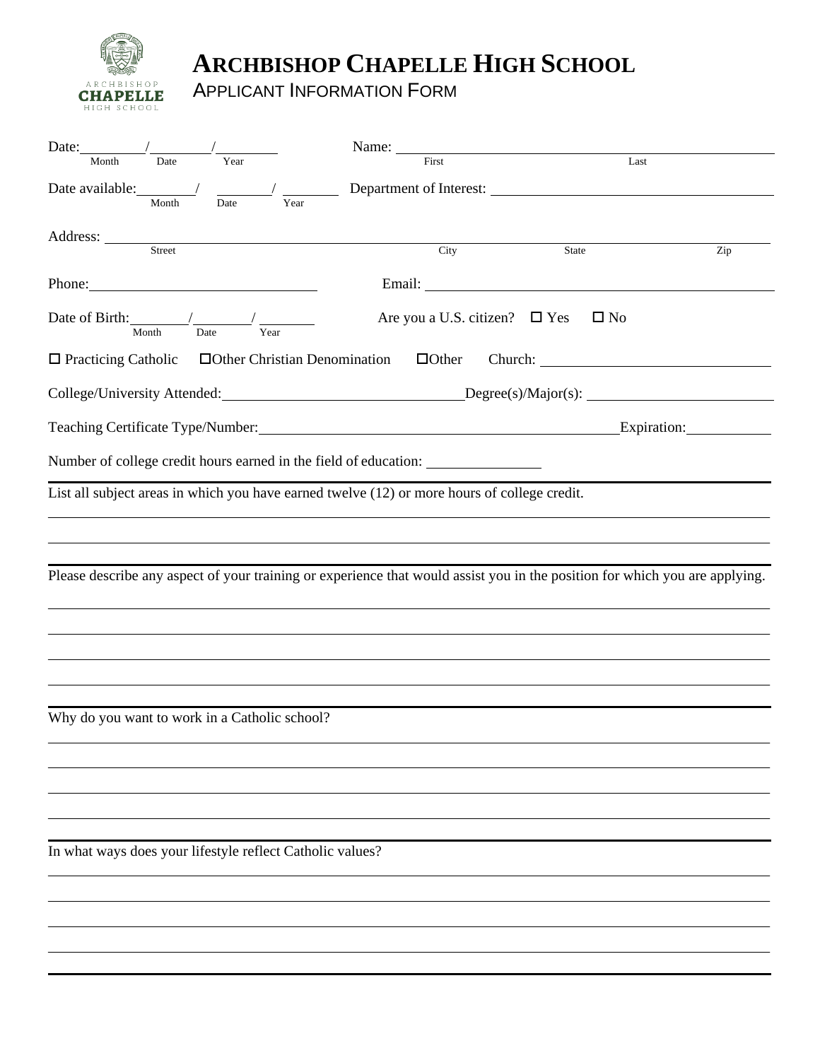# ARCHBISHOP CHAPELLE HIGH SCHOOL

## APPLICANT INFORMATION FORM

Date: ________/________/________ (Month / Date / Year)    Name: ______________________ ______________________ (First / Last)

Date available: ________/ ________/ ________ (Month / Date / Year)    Department of Interest: ______________________

Address: ______________________ ______________ ______________ ______________ (Street / City / State / Zip)

Phone: ______________________    Email: ______________________

Date of Birth: ________/________/ ________ (Month / Date / Year)    Are you a U.S. citizen? ☐ Yes ☐ No

☐ Practicing Catholic ☐ Other Christian Denomination ☐ Other    Church: ______________________

College/University Attended: ______________________ Degree(s)/Major(s): ______________________

Teaching Certificate Type/Number: ______________________ Expiration: ____________

Number of college credit hours earned in the field of education: ____________

---

List all subject areas in which you have earned twelve (12) or more hours of college credit.

---

Please describe any aspect of your training or experience that would assist you in the position for which you are applying.

---

Why do you want to work in a Catholic school?

---

In what ways does your lifestyle reflect Catholic values?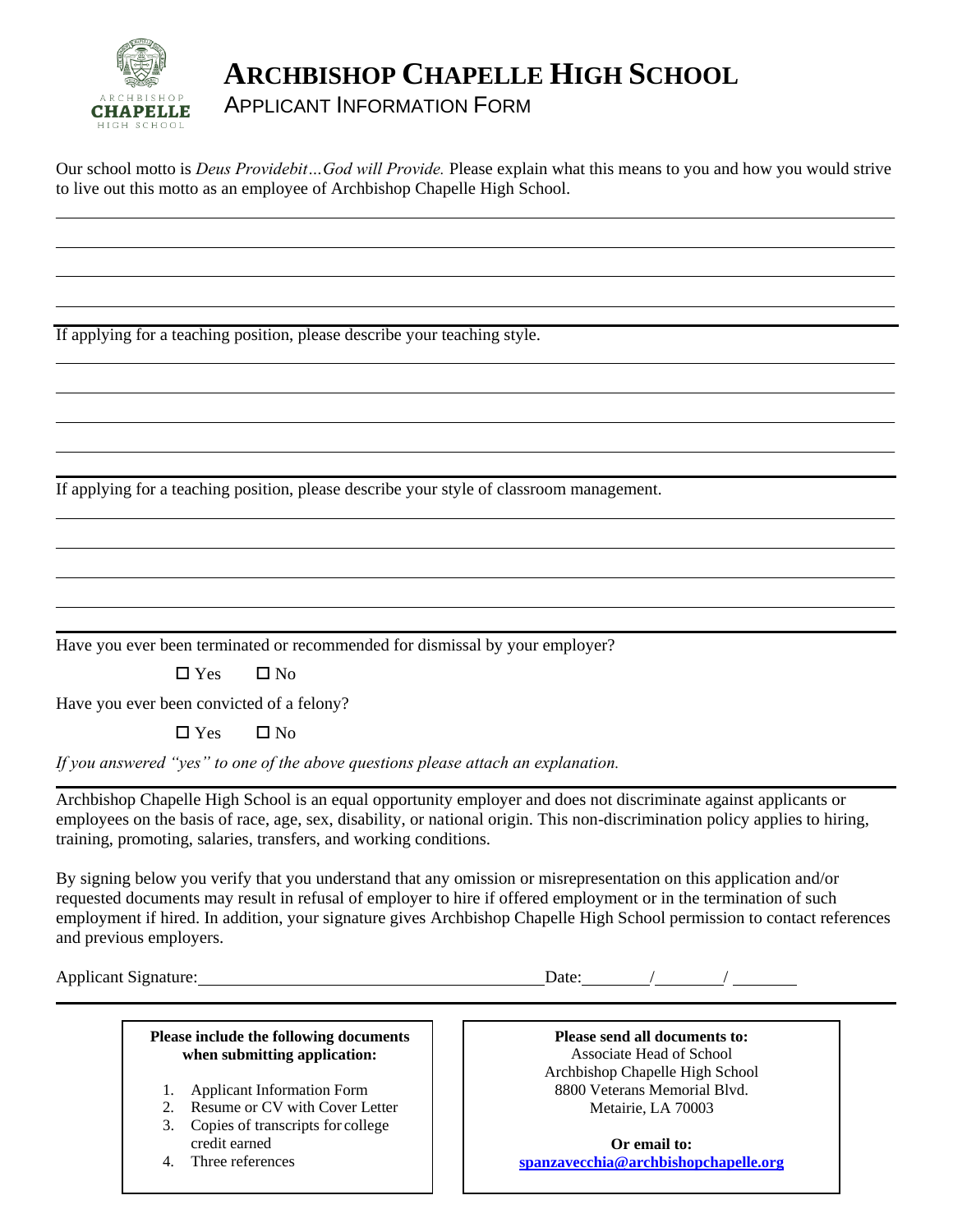# ARCHBISHOP CHAPELLE HIGH SCHOOL

## APPLICANT INFORMATION FORM

Our school motto is *Deus Providebit…God will Provide.* Please explain what this means to you and how you would strive to live out this motto as an employee of Archbishop Chapelle High School.

______________________________________________________________________________

______________________________________________________________________________

______________________________________________________________________________

______________________________________________________________________________

---

If applying for a teaching position, please describe your teaching style.

______________________________________________________________________________

______________________________________________________________________________

______________________________________________________________________________

______________________________________________________________________________

---

If applying for a teaching position, please describe your style of classroom management.

______________________________________________________________________________

______________________________________________________________________________

______________________________________________________________________________

______________________________________________________________________________

---

Have you ever been terminated or recommended for dismissal by your employer?

☐ Yes ☐ No

Have you ever been convicted of a felony?

☐ Yes ☐ No

*If you answered "yes" to one of the above questions please attach an explanation.*

---

Archbishop Chapelle High School is an equal opportunity employer and does not discriminate against applicants or employees on the basis of race, age, sex, disability, or national origin. This non-discrimination policy applies to hiring, training, promoting, salaries, transfers, and working conditions.

By signing below you verify that you understand that any omission or misrepresentation on this application and/or requested documents may result in refusal of employer to hire if offered employment or in the termination of such employment if hired. In addition, your signature gives Archbishop Chapelle High School permission to contact references and previous employers.

Applicant Signature:________________________________ Date:______/______/______

---

**Please include the following documents when submitting application:**

1. Applicant Information Form
2. Resume or CV with Cover Letter
3. Copies of transcripts for college credit earned
4. Three references

**Please send all documents to:**
Associate Head of School
Archbishop Chapelle High School
8800 Veterans Memorial Blvd.
Metairie, LA 70003

**Or email to:**
**spanzavecchia@archbishopchapelle.org**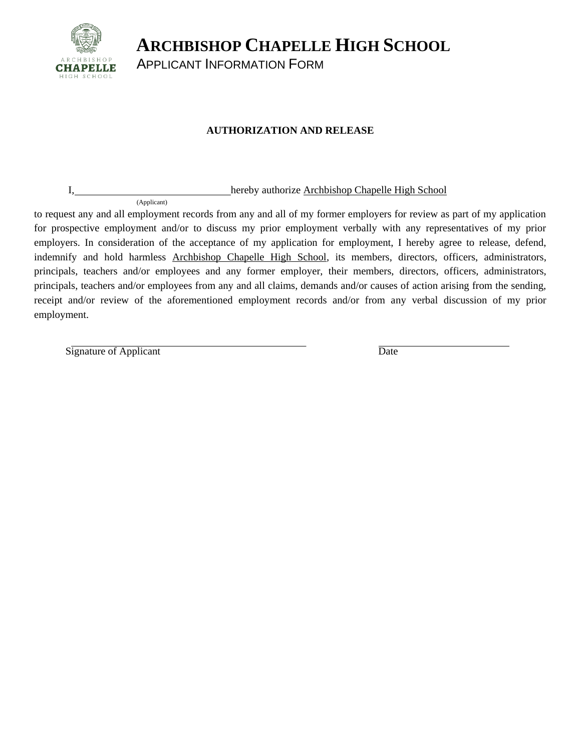# ARCHBISHOP CHAPELLE HIGH SCHOOL

## APPLICANT INFORMATION FORM

**AUTHORIZATION AND RELEASE**

I, ______________________________ hereby authorize Archbishop Chapelle High School
(Applicant)

to request any and all employment records from any and all of my former employers for review as part of my application for prospective employment and/or to discuss my prior employment verbally with any representatives of my prior employers. In consideration of the acceptance of my application for employment, I hereby agree to release, defend, indemnify and hold harmless Archbishop Chapelle High School, its members, directors, officers, administrators, principals, teachers and/or employees and any former employer, their members, directors, officers, administrators, principals, teachers and/or employees from any and all claims, demands and/or causes of action arising from the sending, receipt and/or review of the aforementioned employment records and/or from any verbal discussion of my prior employment.

______________________________________________ ________________________
Signature of Applicant Date